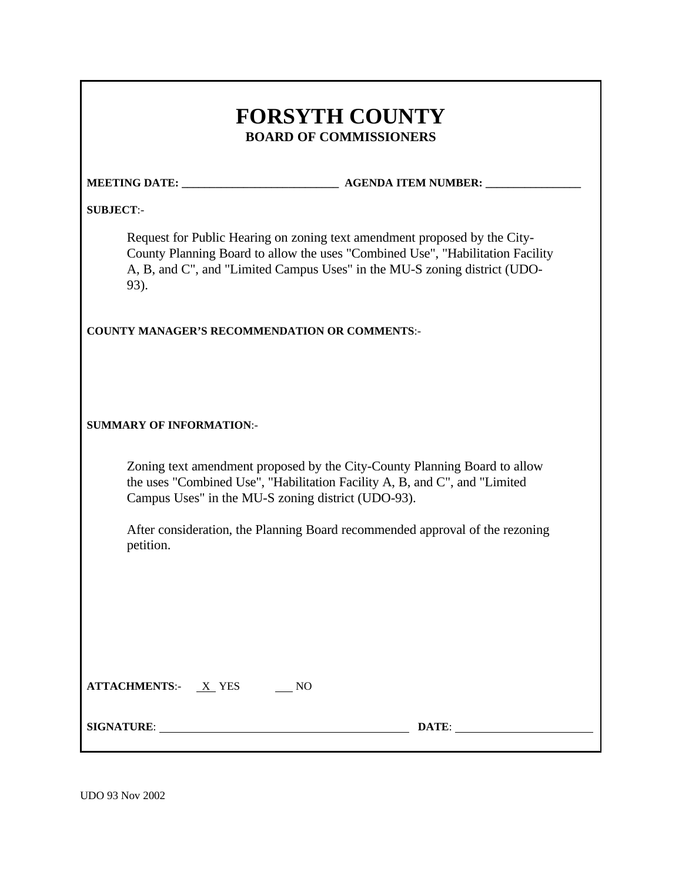# FORSYTH COUNTY

## BOARD OF COMMISSIONERS

**MEETING DATE:** ___________________________ **AGENDA ITEM NUMBER:** _________________

**SUBJECT**:-

Request for Public Hearing on zoning text amendment proposed by the City-County Planning Board to allow the uses "Combined Use", "Habilitation Facility A, B, and C", and "Limited Campus Uses" in the MU-S zoning district (UDO-93).

**COUNTY MANAGER'S RECOMMENDATION OR COMMENTS**:-

**SUMMARY OF INFORMATION**:-

Zoning text amendment proposed by the City-County Planning Board to allow the uses "Combined Use", "Habilitation Facility A, B, and C", and "Limited Campus Uses" in the MU-S zoning district (UDO-93).

After consideration, the Planning Board recommended approval of the rezoning petition.

**ATTACHMENTS**:- X YES ___ NO

**SIGNATURE**: ____________________________________________ **DATE**: ________________________

UDO 93 Nov 2002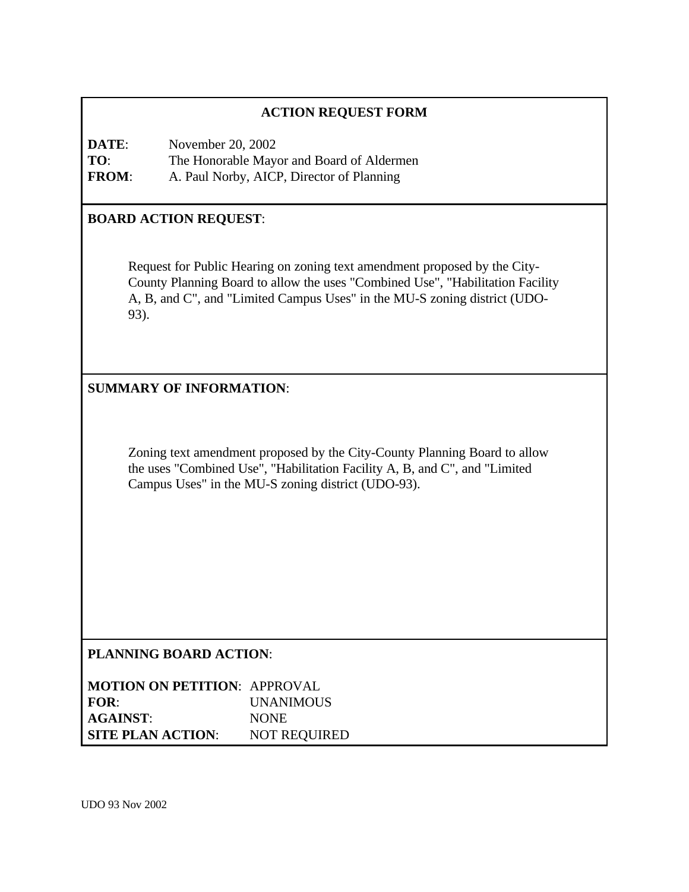## ACTION REQUEST FORM

**DATE**: November 20, 2002
**TO**: The Honorable Mayor and Board of Aldermen
**FROM**: A. Paul Norby, AICP, Director of Planning

**BOARD ACTION REQUEST**:

Request for Public Hearing on zoning text amendment proposed by the City-County Planning Board to allow the uses "Combined Use", "Habilitation Facility A, B, and C", and "Limited Campus Uses" in the MU-S zoning district (UDO-93).

**SUMMARY OF INFORMATION**:

Zoning text amendment proposed by the City-County Planning Board to allow the uses "Combined Use", "Habilitation Facility A, B, and C", and "Limited Campus Uses" in the MU-S zoning district (UDO-93).

**PLANNING BOARD ACTION**:

**MOTION ON PETITION**: APPROVAL
**FOR**: UNANIMOUS
**AGAINST**: NONE
**SITE PLAN ACTION**: NOT REQUIRED

UDO 93 Nov 2002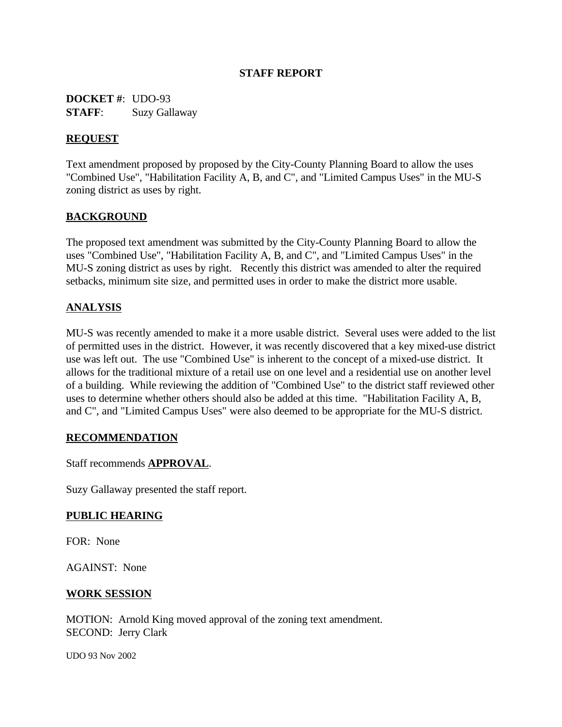**STAFF REPORT**

**DOCKET #**: UDO-93
**STAFF**: Suzy Gallaway

**REQUEST**

Text amendment proposed by proposed by the City-County Planning Board to allow the uses "Combined Use", "Habilitation Facility A, B, and C", and "Limited Campus Uses" in the MU-S zoning district as uses by right.

**BACKGROUND**

The proposed text amendment was submitted by the City-County Planning Board to allow the uses "Combined Use", "Habilitation Facility A, B, and C", and "Limited Campus Uses" in the MU-S zoning district as uses by right. Recently this district was amended to alter the required setbacks, minimum site size, and permitted uses in order to make the district more usable.

**ANALYSIS**

MU-S was recently amended to make it a more usable district. Several uses were added to the list of permitted uses in the district. However, it was recently discovered that a key mixed-use district use was left out. The use "Combined Use" is inherent to the concept of a mixed-use district. It allows for the traditional mixture of a retail use on one level and a residential use on another level of a building. While reviewing the addition of "Combined Use" to the district staff reviewed other uses to determine whether others should also be added at this time. "Habilitation Facility A, B, and C", and "Limited Campus Uses" were also deemed to be appropriate for the MU-S district.

**RECOMMENDATION**

Staff recommends **APPROVAL**.

Suzy Gallaway presented the staff report.

**PUBLIC HEARING**

FOR: None

AGAINST: None

**WORK SESSION**

MOTION: Arnold King moved approval of the zoning text amendment.
SECOND: Jerry Clark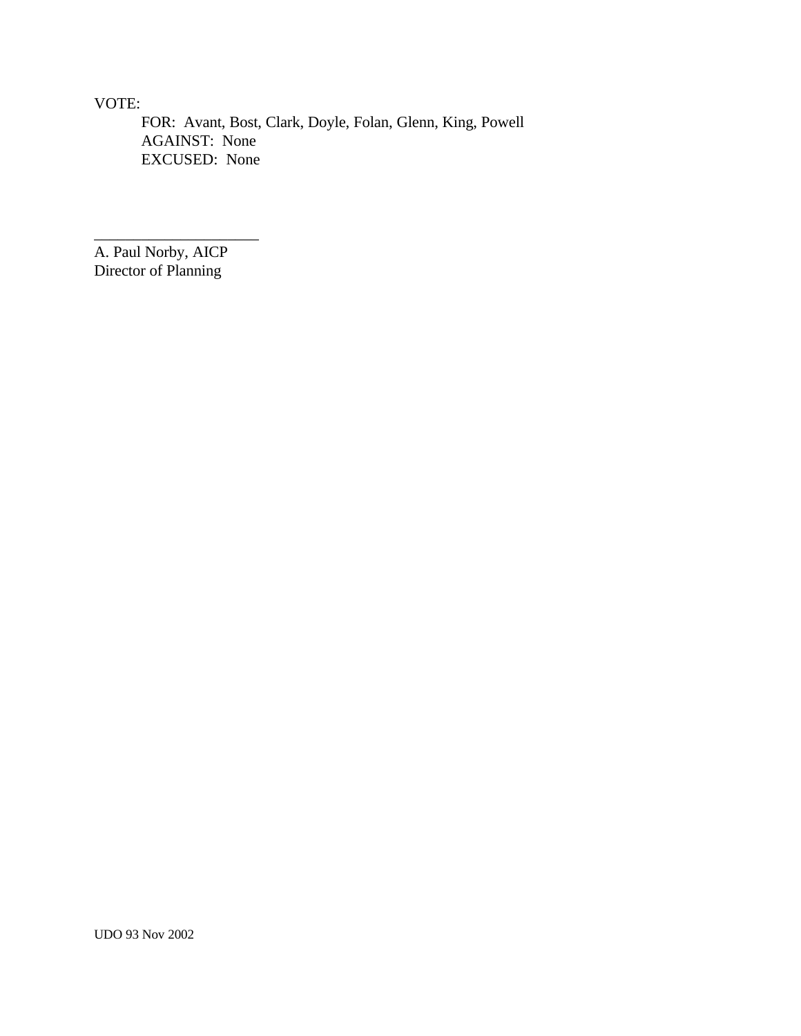VOTE:

FOR: Avant, Bost, Clark, Doyle, Folan, Glenn, King, Powell
AGAINST: None
EXCUSED: None

_____________________
A. Paul Norby, AICP
Director of Planning

UDO 93 Nov 2002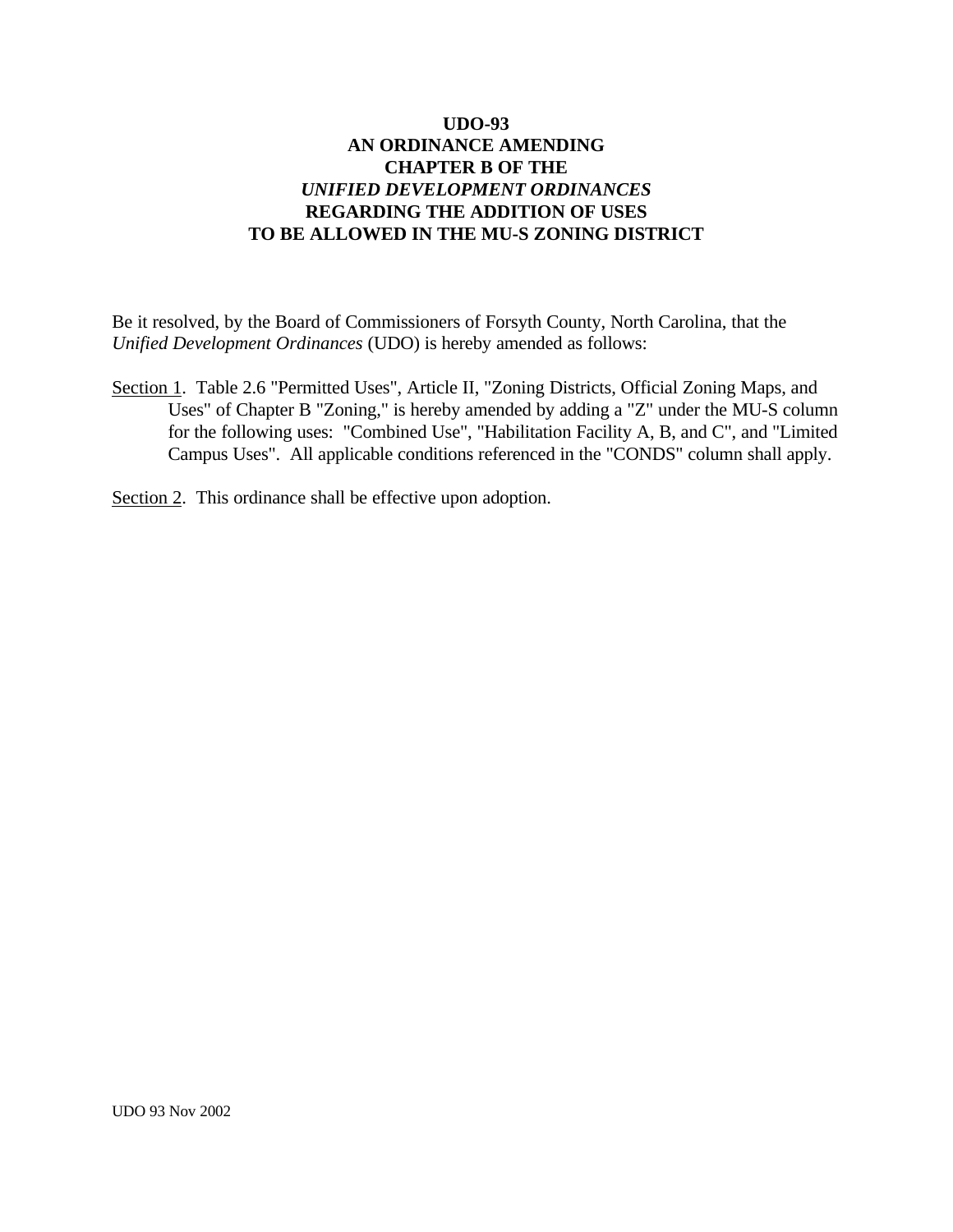# UDO-93
# AN ORDINANCE AMENDING
# CHAPTER B OF THE
# *UNIFIED DEVELOPMENT ORDINANCES*
# REGARDING THE ADDITION OF USES
# TO BE ALLOWED IN THE MU-S ZONING DISTRICT

Be it resolved, by the Board of Commissioners of Forsyth County, North Carolina, that the *Unified Development Ordinances* (UDO) is hereby amended as follows:

<u>Section 1</u>. Table 2.6 "Permitted Uses", Article II, "Zoning Districts, Official Zoning Maps, and Uses" of Chapter B "Zoning," is hereby amended by adding a "Z" under the MU-S column for the following uses: "Combined Use", "Habilitation Facility A, B, and C", and "Limited Campus Uses". All applicable conditions referenced in the "CONDS" column shall apply.

<u>Section 2</u>. This ordinance shall be effective upon adoption.

UDO 93 Nov 2002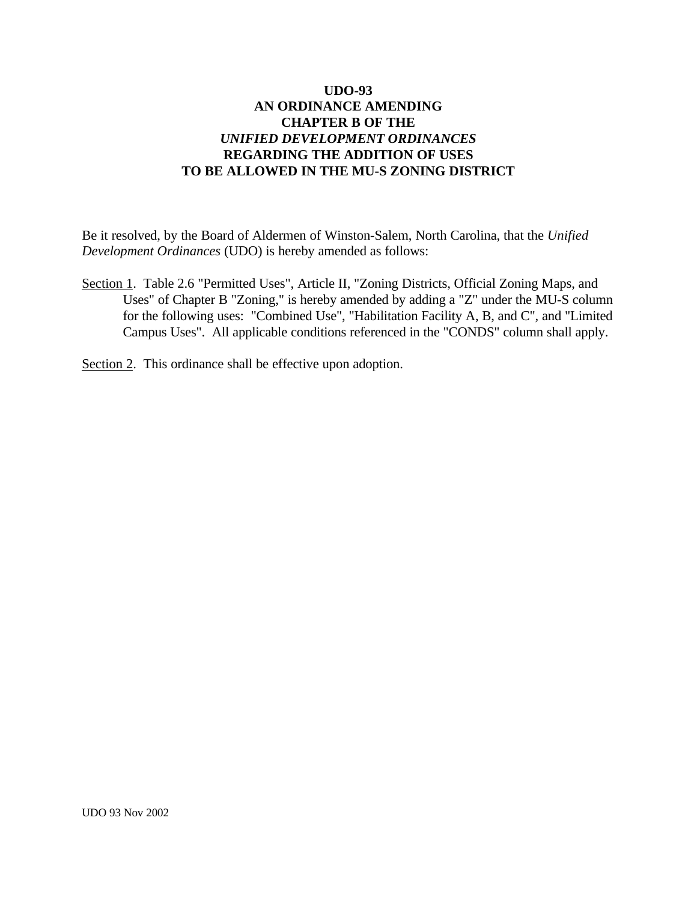**UDO-93**
**AN ORDINANCE AMENDING**
**CHAPTER B OF THE**
***UNIFIED DEVELOPMENT ORDINANCES***
**REGARDING THE ADDITION OF USES**
**TO BE ALLOWED IN THE MU-S ZONING DISTRICT**

Be it resolved, by the Board of Aldermen of Winston-Salem, North Carolina, that the *Unified Development Ordinances* (UDO) is hereby amended as follows:

Section 1. Table 2.6 "Permitted Uses", Article II, "Zoning Districts, Official Zoning Maps, and Uses" of Chapter B "Zoning," is hereby amended by adding a "Z" under the MU-S column for the following uses: "Combined Use", "Habilitation Facility A, B, and C", and "Limited Campus Uses". All applicable conditions referenced in the "CONDS" column shall apply.

Section 2. This ordinance shall be effective upon adoption.

UDO 93 Nov 2002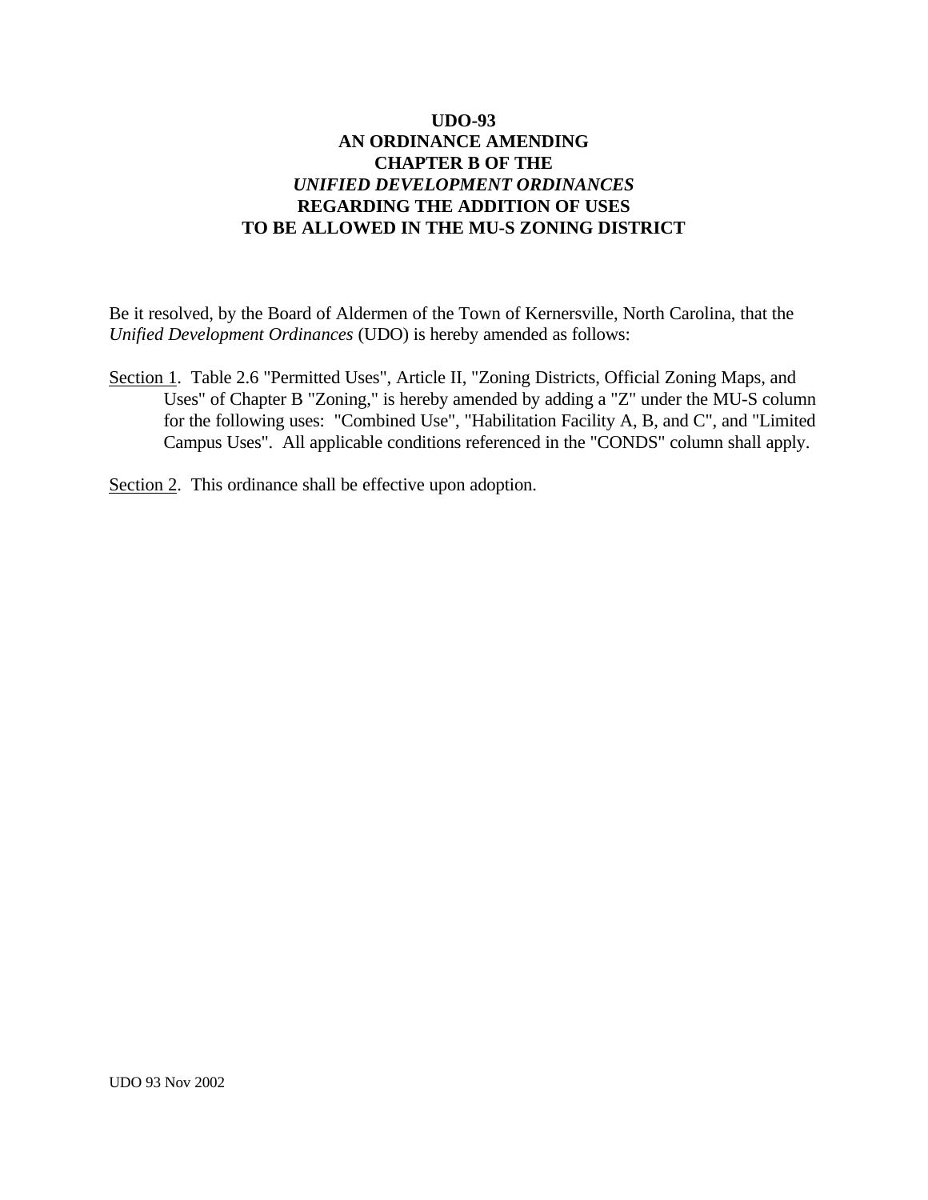# UDO-93
## AN ORDINANCE AMENDING CHAPTER B OF THE *UNIFIED DEVELOPMENT ORDINANCES* REGARDING THE ADDITION OF USES TO BE ALLOWED IN THE MU-S ZONING DISTRICT

Be it resolved, by the Board of Aldermen of the Town of Kernersville, North Carolina, that the *Unified Development Ordinances* (UDO) is hereby amended as follows:

Section 1. Table 2.6 "Permitted Uses", Article II, "Zoning Districts, Official Zoning Maps, and Uses" of Chapter B "Zoning," is hereby amended by adding a "Z" under the MU-S column for the following uses: "Combined Use", "Habilitation Facility A, B, and C", and "Limited Campus Uses". All applicable conditions referenced in the "CONDS" column shall apply.

Section 2. This ordinance shall be effective upon adoption.

UDO 93 Nov 2002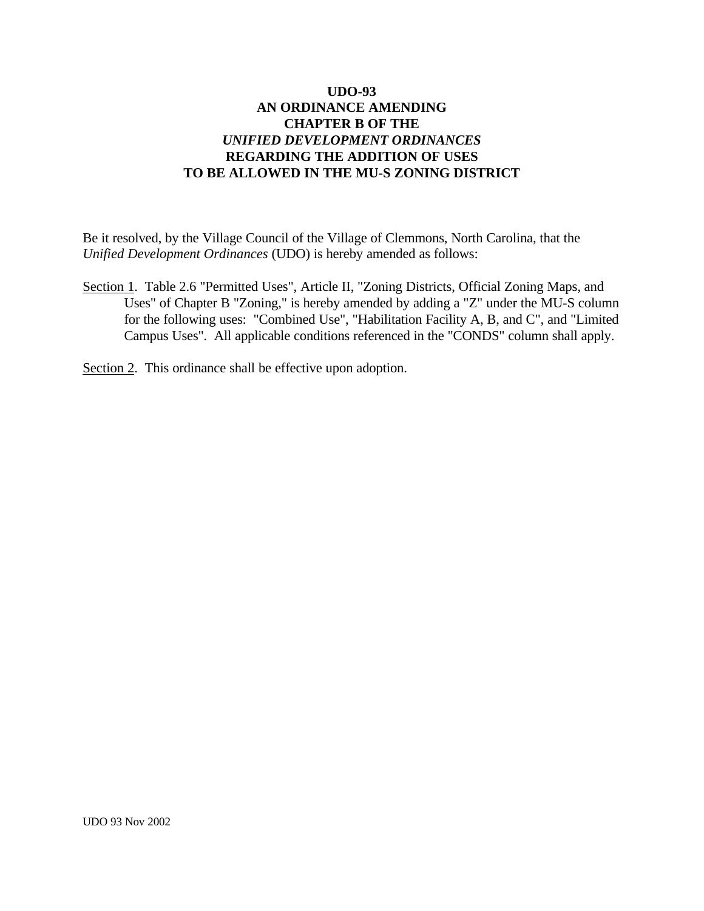# UDO-93
# AN ORDINANCE AMENDING
# CHAPTER B OF THE
# *UNIFIED DEVELOPMENT ORDINANCES*
# REGARDING THE ADDITION OF USES
# TO BE ALLOWED IN THE MU-S ZONING DISTRICT

Be it resolved, by the Village Council of the Village of Clemmons, North Carolina, that the *Unified Development Ordinances* (UDO) is hereby amended as follows:

Section 1. Table 2.6 "Permitted Uses", Article II, "Zoning Districts, Official Zoning Maps, and Uses" of Chapter B "Zoning," is hereby amended by adding a "Z" under the MU-S column for the following uses: "Combined Use", "Habilitation Facility A, B, and C", and "Limited Campus Uses". All applicable conditions referenced in the "CONDS" column shall apply.

Section 2. This ordinance shall be effective upon adoption.

UDO 93 Nov 2002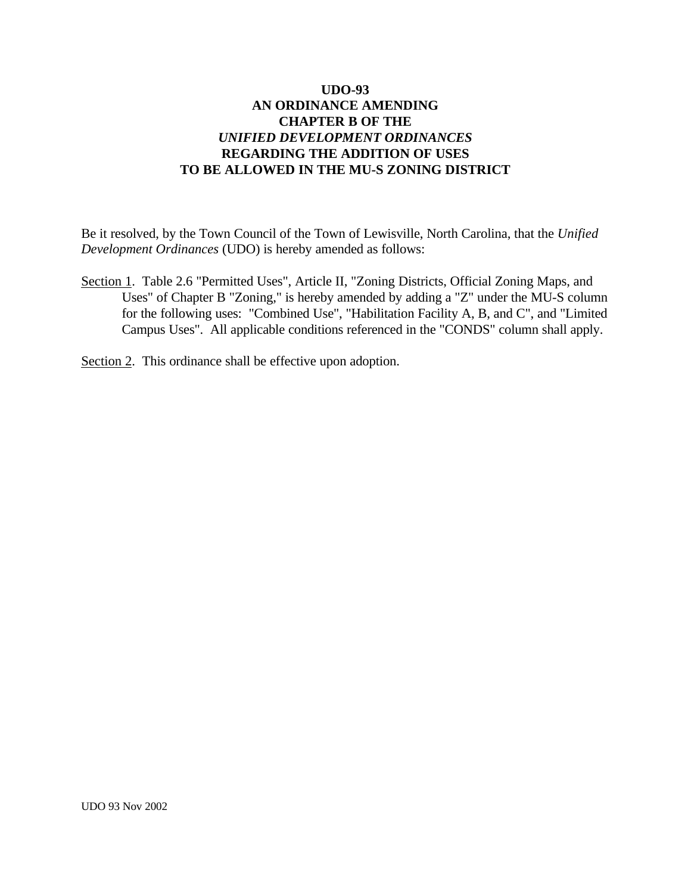**UDO-93**
**AN ORDINANCE AMENDING**
**CHAPTER B OF THE**
***UNIFIED DEVELOPMENT ORDINANCES***
**REGARDING THE ADDITION OF USES**
**TO BE ALLOWED IN THE MU-S ZONING DISTRICT**

Be it resolved, by the Town Council of the Town of Lewisville, North Carolina, that the *Unified Development Ordinances* (UDO) is hereby amended as follows:

Section 1. Table 2.6 "Permitted Uses", Article II, "Zoning Districts, Official Zoning Maps, and Uses" of Chapter B "Zoning," is hereby amended by adding a "Z" under the MU-S column for the following uses: "Combined Use", "Habilitation Facility A, B, and C", and "Limited Campus Uses". All applicable conditions referenced in the "CONDS" column shall apply.

Section 2. This ordinance shall be effective upon adoption.

UDO 93 Nov 2002